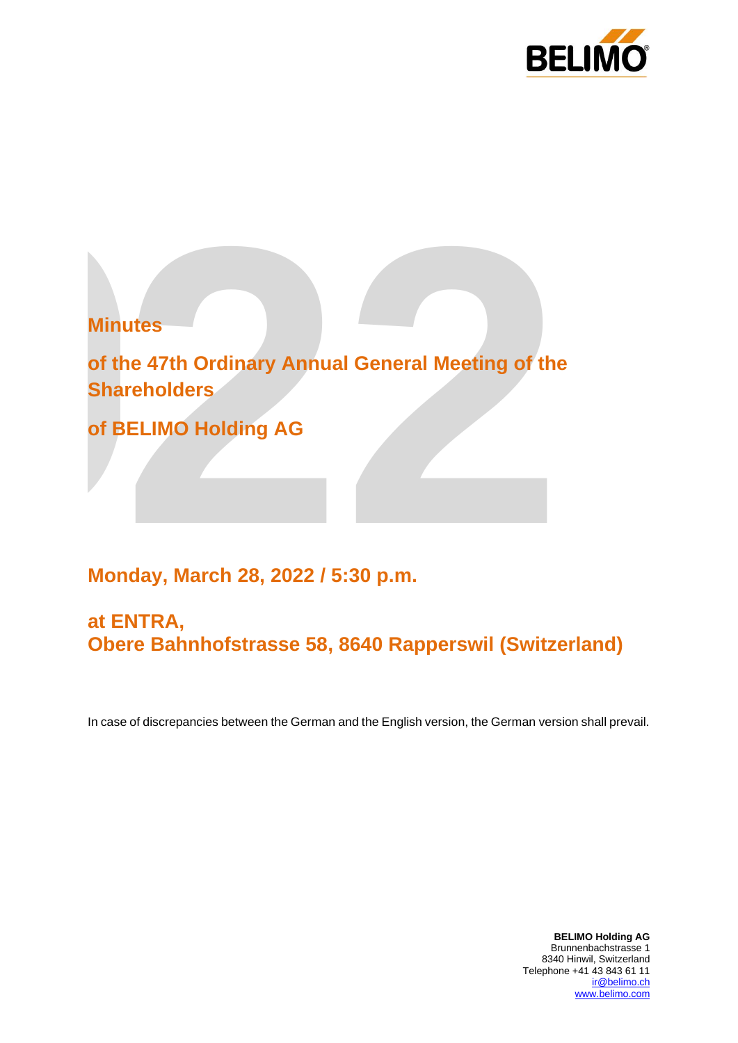# Minutes

## of the 47th Ordinary Annual General Meeting of the Shareholders

## of BELIMO Holding AG

## Monday, March 28, 2022 / 5:30 p.m.

## at ENTRA, Obere Bahnhofstrasse 58, 8640 Rapperswil (Switzerland)

In case of discrepancies between the German and the English version, the German version shall prevail.

**BELIMO Holding AG**
Brunnenbachstrasse 1
8340 Hinwil, Switzerland
Telephone +41 43 843 61 11
ir@belimo.ch
www.belimo.com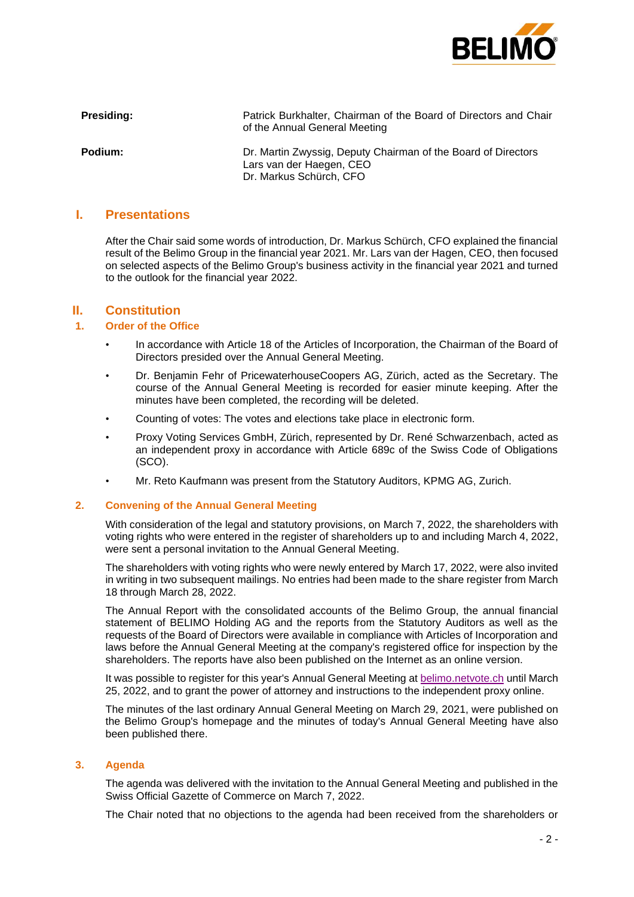| | |
|---|---|
| **Presiding:** | Patrick Burkhalter, Chairman of the Board of Directors and Chair of the Annual General Meeting |
| **Podium:** | Dr. Martin Zwyssig, Deputy Chairman of the Board of Directors<br>Lars van der Haegen, CEO<br>Dr. Markus Schürch, CFO |

# I. Presentations

After the Chair said some words of introduction, Dr. Markus Schürch, CFO explained the financial result of the Belimo Group in the financial year 2021. Mr. Lars van der Hagen, CEO, then focused on selected aspects of the Belimo Group's business activity in the financial year 2021 and turned to the outlook for the financial year 2022.

# II. Constitution

## 1. Order of the Office

- In accordance with Article 18 of the Articles of Incorporation, the Chairman of the Board of Directors presided over the Annual General Meeting.
- Dr. Benjamin Fehr of PricewaterhouseCoopers AG, Zürich, acted as the Secretary. The course of the Annual General Meeting is recorded for easier minute keeping. After the minutes have been completed, the recording will be deleted.
- Counting of votes: The votes and elections take place in electronic form.
- Proxy Voting Services GmbH, Zürich, represented by Dr. René Schwarzenbach, acted as an independent proxy in accordance with Article 689c of the Swiss Code of Obligations (SCO).
- Mr. Reto Kaufmann was present from the Statutory Auditors, KPMG AG, Zurich.

## 2. Convening of the Annual General Meeting

With consideration of the legal and statutory provisions, on March 7, 2022, the shareholders with voting rights who were entered in the register of shareholders up to and including March 4, 2022, were sent a personal invitation to the Annual General Meeting.

The shareholders with voting rights who were newly entered by March 17, 2022, were also invited in writing in two subsequent mailings. No entries had been made to the share register from March 18 through March 28, 2022.

The Annual Report with the consolidated accounts of the Belimo Group, the annual financial statement of BELIMO Holding AG and the reports from the Statutory Auditors as well as the requests of the Board of Directors were available in compliance with Articles of Incorporation and laws before the Annual General Meeting at the company's registered office for inspection by the shareholders. The reports have also been published on the Internet as an online version.

It was possible to register for this year's Annual General Meeting at belimo.netvote.ch until March 25, 2022, and to grant the power of attorney and instructions to the independent proxy online.

The minutes of the last ordinary Annual General Meeting on March 29, 2021, were published on the Belimo Group's homepage and the minutes of today's Annual General Meeting have also been published there.

## 3. Agenda

The agenda was delivered with the invitation to the Annual General Meeting and published in the Swiss Official Gazette of Commerce on March 7, 2022.

The Chair noted that no objections to the agenda had been received from the shareholders or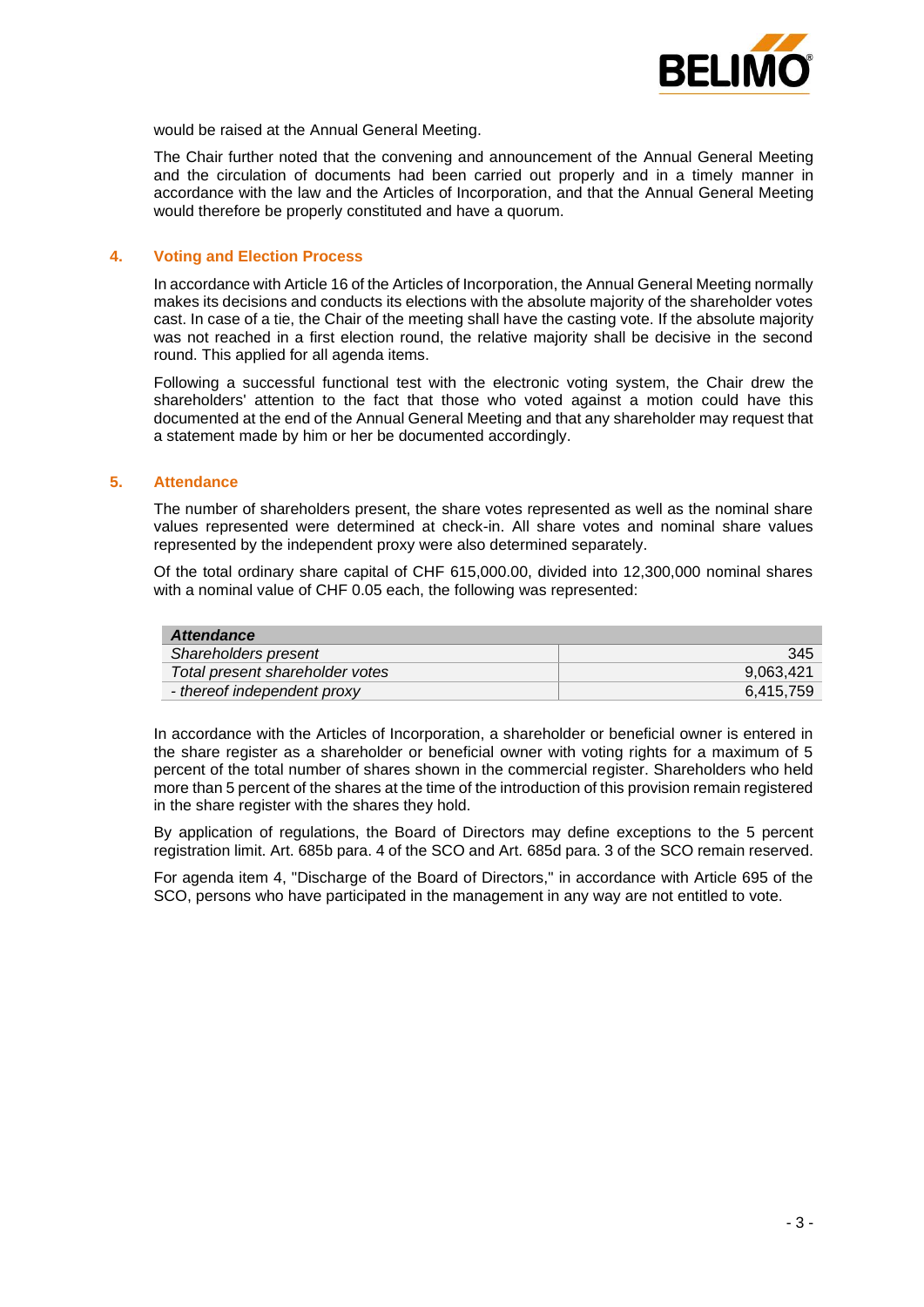would be raised at the Annual General Meeting.

The Chair further noted that the convening and announcement of the Annual General Meeting and the circulation of documents had been carried out properly and in a timely manner in accordance with the law and the Articles of Incorporation, and that the Annual General Meeting would therefore be properly constituted and have a quorum.

## 4. Voting and Election Process

In accordance with Article 16 of the Articles of Incorporation, the Annual General Meeting normally makes its decisions and conducts its elections with the absolute majority of the shareholder votes cast. In case of a tie, the Chair of the meeting shall have the casting vote. If the absolute majority was not reached in a first election round, the relative majority shall be decisive in the second round. This applied for all agenda items.

Following a successful functional test with the electronic voting system, the Chair drew the shareholders' attention to the fact that those who voted against a motion could have this documented at the end of the Annual General Meeting and that any shareholder may request that a statement made by him or her be documented accordingly.

## 5. Attendance

The number of shareholders present, the share votes represented as well as the nominal share values represented were determined at check-in. All share votes and nominal share values represented by the independent proxy were also determined separately.

Of the total ordinary share capital of CHF 615,000.00, divided into 12,300,000 nominal shares with a nominal value of CHF 0.05 each, the following was represented:

| ***Attendance*** | |
|---|---:|
| *Shareholders present* | 345 |
| *Total present shareholder votes* | 9,063,421 |
| *- thereof independent proxy* | 6,415,759 |

In accordance with the Articles of Incorporation, a shareholder or beneficial owner is entered in the share register as a shareholder or beneficial owner with voting rights for a maximum of 5 percent of the total number of shares shown in the commercial register. Shareholders who held more than 5 percent of the shares at the time of the introduction of this provision remain registered in the share register with the shares they hold.

By application of regulations, the Board of Directors may define exceptions to the 5 percent registration limit. Art. 685b para. 4 of the SCO and Art. 685d para. 3 of the SCO remain reserved.

For agenda item 4, "Discharge of the Board of Directors," in accordance with Article 695 of the SCO, persons who have participated in the management in any way are not entitled to vote.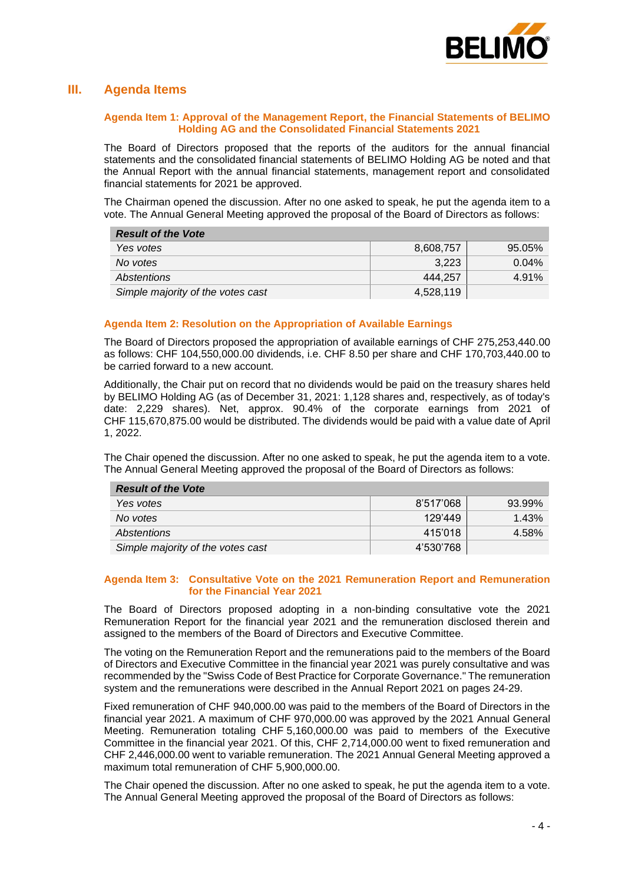## III. Agenda Items

### Agenda Item 1: Approval of the Management Report, the Financial Statements of BELIMO Holding AG and the Consolidated Financial Statements 2021

The Board of Directors proposed that the reports of the auditors for the annual financial statements and the consolidated financial statements of BELIMO Holding AG be noted and that the Annual Report with the annual financial statements, management report and consolidated financial statements for 2021 be approved.

The Chairman opened the discussion. After no one asked to speak, he put the agenda item to a vote. The Annual General Meeting approved the proposal of the Board of Directors as follows:

| ***Result of the Vote*** | | |
|---|---|---|
| *Yes votes* | 8,608,757 | 95.05% |
| *No votes* | 3,223 | 0.04% |
| *Abstentions* | 444,257 | 4.91% |
| *Simple majority of the votes cast* | 4,528,119 | |

### Agenda Item 2: Resolution on the Appropriation of Available Earnings

The Board of Directors proposed the appropriation of available earnings of CHF 275,253,440.00 as follows: CHF 104,550,000.00 dividends, i.e. CHF 8.50 per share and CHF 170,703,440.00 to be carried forward to a new account.

Additionally, the Chair put on record that no dividends would be paid on the treasury shares held by BELIMO Holding AG (as of December 31, 2021: 1,128 shares and, respectively, as of today's date: 2,229 shares). Net, approx. 90.4% of the corporate earnings from 2021 of CHF 115,670,875.00 would be distributed. The dividends would be paid with a value date of April 1, 2022.

The Chair opened the discussion. After no one asked to speak, he put the agenda item to a vote. The Annual General Meeting approved the proposal of the Board of Directors as follows:

| ***Result of the Vote*** | | |
|---|---|---|
| *Yes votes* | 8'517'068 | 93.99% |
| *No votes* | 129'449 | 1.43% |
| *Abstentions* | 415'018 | 4.58% |
| *Simple majority of the votes cast* | 4'530'768 | |

### Agenda Item 3: Consultative Vote on the 2021 Remuneration Report and Remuneration for the Financial Year 2021

The Board of Directors proposed adopting in a non-binding consultative vote the 2021 Remuneration Report for the financial year 2021 and the remuneration disclosed therein and assigned to the members of the Board of Directors and Executive Committee.

The voting on the Remuneration Report and the remunerations paid to the members of the Board of Directors and Executive Committee in the financial year 2021 was purely consultative and was recommended by the "Swiss Code of Best Practice for Corporate Governance." The remuneration system and the remunerations were described in the Annual Report 2021 on pages 24-29.

Fixed remuneration of CHF 940,000.00 was paid to the members of the Board of Directors in the financial year 2021. A maximum of CHF 970,000.00 was approved by the 2021 Annual General Meeting. Remuneration totaling CHF 5,160,000.00 was paid to members of the Executive Committee in the financial year 2021. Of this, CHF 2,714,000.00 went to fixed remuneration and CHF 2,446,000.00 went to variable remuneration. The 2021 Annual General Meeting approved a maximum total remuneration of CHF 5,900,000.00.

The Chair opened the discussion. After no one asked to speak, he put the agenda item to a vote. The Annual General Meeting approved the proposal of the Board of Directors as follows: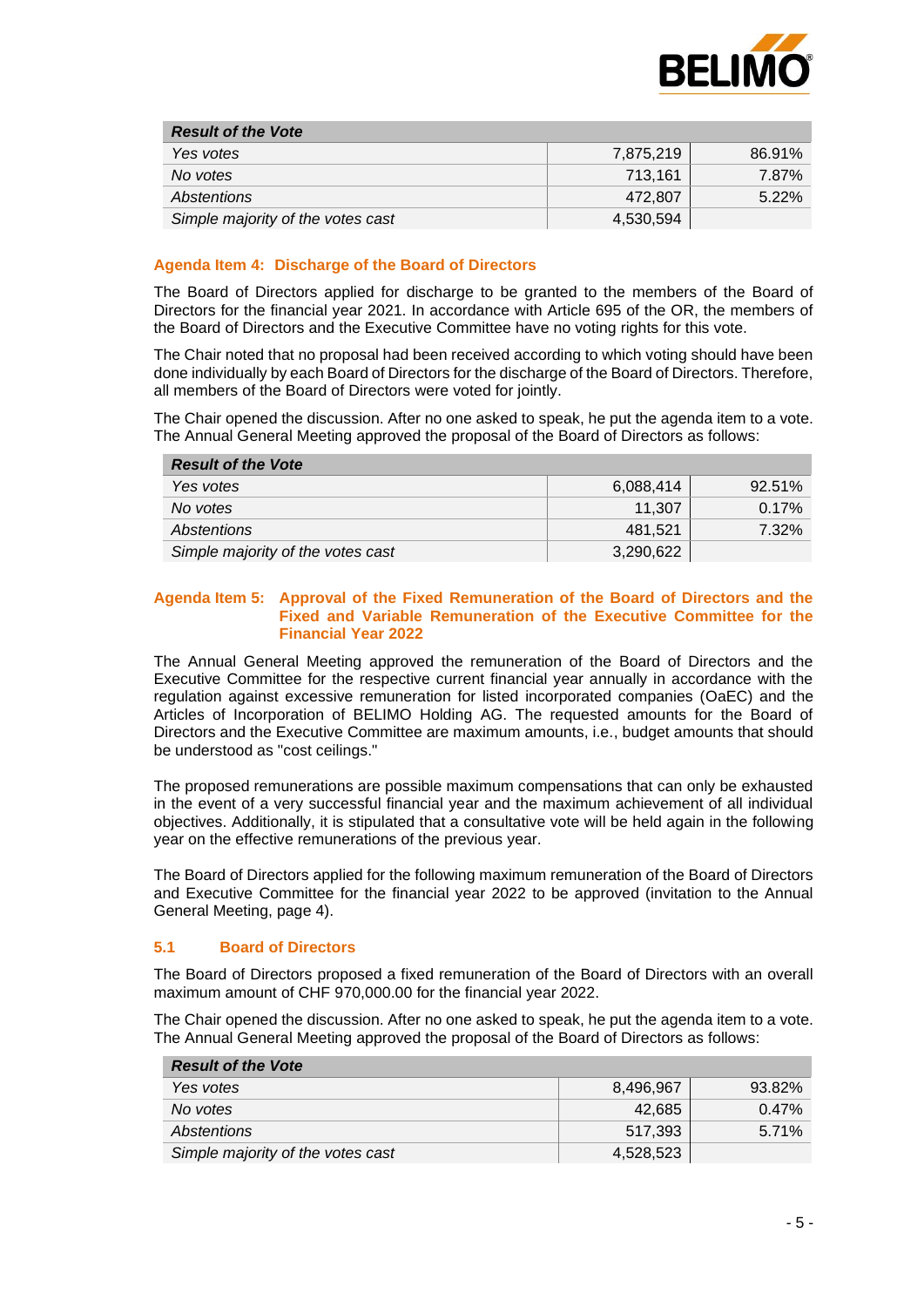| *Result of the Vote* | | |
|---|---|---|
| *Yes votes* | 7,875,219 | 86.91% |
| *No votes* | 713,161 | 7.87% |
| *Abstentions* | 472,807 | 5.22% |
| *Simple majority of the votes cast* | 4,530,594 | |

### Agenda Item 4: Discharge of the Board of Directors

The Board of Directors applied for discharge to be granted to the members of the Board of Directors for the financial year 2021. In accordance with Article 695 of the OR, the members of the Board of Directors and the Executive Committee have no voting rights for this vote.

The Chair noted that no proposal had been received according to which voting should have been done individually by each Board of Directors for the discharge of the Board of Directors. Therefore, all members of the Board of Directors were voted for jointly.

The Chair opened the discussion. After no one asked to speak, he put the agenda item to a vote. The Annual General Meeting approved the proposal of the Board of Directors as follows:

| *Result of the Vote* | | |
|---|---|---|
| *Yes votes* | 6,088,414 | 92.51% |
| *No votes* | 11,307 | 0.17% |
| *Abstentions* | 481,521 | 7.32% |
| *Simple majority of the votes cast* | 3,290,622 | |

### Agenda Item 5: Approval of the Fixed Remuneration of the Board of Directors and the Fixed and Variable Remuneration of the Executive Committee for the Financial Year 2022

The Annual General Meeting approved the remuneration of the Board of Directors and the Executive Committee for the respective current financial year annually in accordance with the regulation against excessive remuneration for listed incorporated companies (OaEC) and the Articles of Incorporation of BELIMO Holding AG. The requested amounts for the Board of Directors and the Executive Committee are maximum amounts, i.e., budget amounts that should be understood as "cost ceilings."

The proposed remunerations are possible maximum compensations that can only be exhausted in the event of a very successful financial year and the maximum achievement of all individual objectives. Additionally, it is stipulated that a consultative vote will be held again in the following year on the effective remunerations of the previous year.

The Board of Directors applied for the following maximum remuneration of the Board of Directors and Executive Committee for the financial year 2022 to be approved (invitation to the Annual General Meeting, page 4).

#### 5.1 Board of Directors

The Board of Directors proposed a fixed remuneration of the Board of Directors with an overall maximum amount of CHF 970,000.00 for the financial year 2022.

The Chair opened the discussion. After no one asked to speak, he put the agenda item to a vote. The Annual General Meeting approved the proposal of the Board of Directors as follows:

| *Result of the Vote* | | |
|---|---|---|
| *Yes votes* | 8,496,967 | 93.82% |
| *No votes* | 42,685 | 0.47% |
| *Abstentions* | 517,393 | 5.71% |
| *Simple majority of the votes cast* | 4,528,523 | |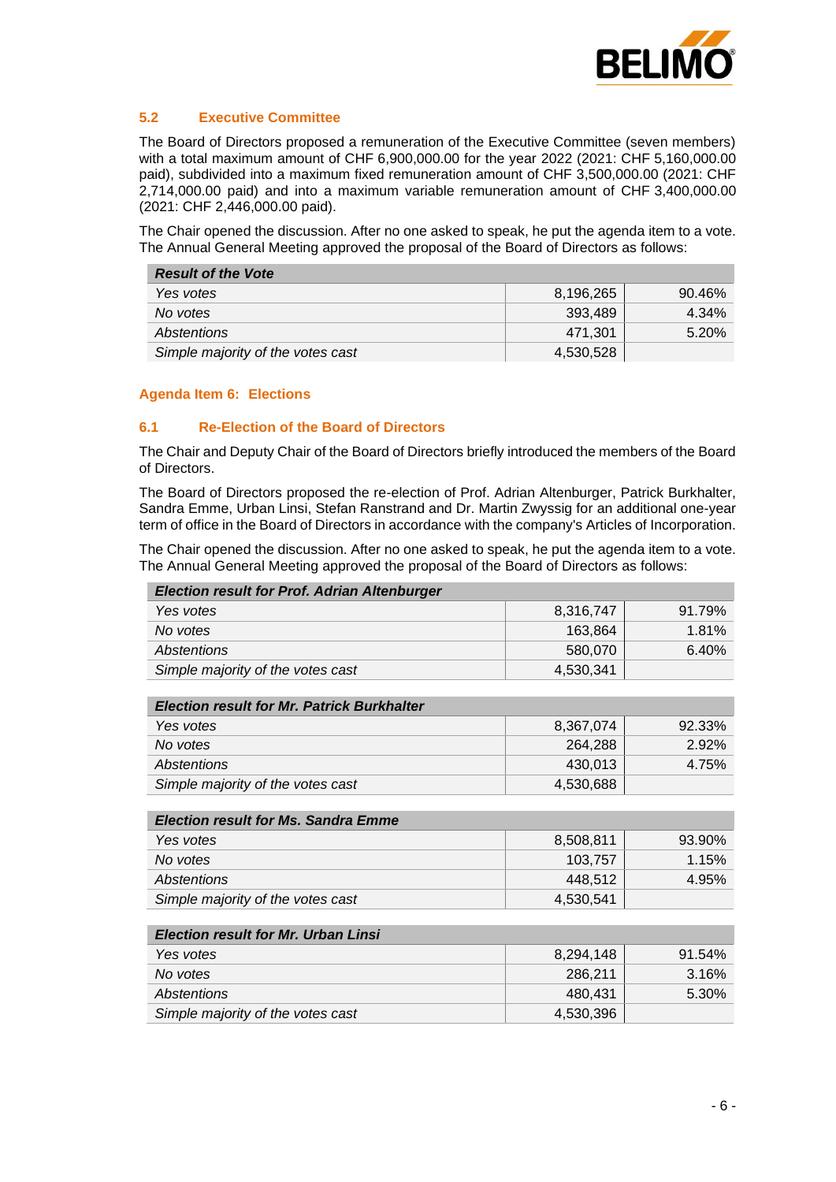### 5.2 Executive Committee

The Board of Directors proposed a remuneration of the Executive Committee (seven members) with a total maximum amount of CHF 6,900,000.00 for the year 2022 (2021: CHF 5,160,000.00 paid), subdivided into a maximum fixed remuneration amount of CHF 3,500,000.00 (2021: CHF 2,714,000.00 paid) and into a maximum variable remuneration amount of CHF 3,400,000.00 (2021: CHF 2,446,000.00 paid).

The Chair opened the discussion. After no one asked to speak, he put the agenda item to a vote. The Annual General Meeting approved the proposal of the Board of Directors as follows:

| ***Result of the Vote*** | | |
|---|---|---|
| *Yes votes* | 8,196,265 | 90.46% |
| *No votes* | 393,489 | 4.34% |
| *Abstentions* | 471,301 | 5.20% |
| *Simple majority of the votes cast* | 4,530,528 | |

## Agenda Item 6: Elections

### 6.1 Re-Election of the Board of Directors

The Chair and Deputy Chair of the Board of Directors briefly introduced the members of the Board of Directors.

The Board of Directors proposed the re-election of Prof. Adrian Altenburger, Patrick Burkhalter, Sandra Emme, Urban Linsi, Stefan Ranstrand and Dr. Martin Zwyssig for an additional one-year term of office in the Board of Directors in accordance with the company's Articles of Incorporation.

The Chair opened the discussion. After no one asked to speak, he put the agenda item to a vote. The Annual General Meeting approved the proposal of the Board of Directors as follows:

| ***Election result for Prof. Adrian Altenburger*** | | |
|---|---|---|
| *Yes votes* | 8,316,747 | 91.79% |
| *No votes* | 163,864 | 1.81% |
| *Abstentions* | 580,070 | 6.40% |
| *Simple majority of the votes cast* | 4,530,341 | |

| ***Election result for Mr. Patrick Burkhalter*** | | |
|---|---|---|
| *Yes votes* | 8,367,074 | 92.33% |
| *No votes* | 264,288 | 2.92% |
| *Abstentions* | 430,013 | 4.75% |
| *Simple majority of the votes cast* | 4,530,688 | |

| ***Election result for Ms. Sandra Emme*** | | |
|---|---|---|
| *Yes votes* | 8,508,811 | 93.90% |
| *No votes* | 103,757 | 1.15% |
| *Abstentions* | 448,512 | 4.95% |
| *Simple majority of the votes cast* | 4,530,541 | |

| ***Election result for Mr. Urban Linsi*** | | |
|---|---|---|
| *Yes votes* | 8,294,148 | 91.54% |
| *No votes* | 286,211 | 3.16% |
| *Abstentions* | 480,431 | 5.30% |
| *Simple majority of the votes cast* | 4,530,396 | |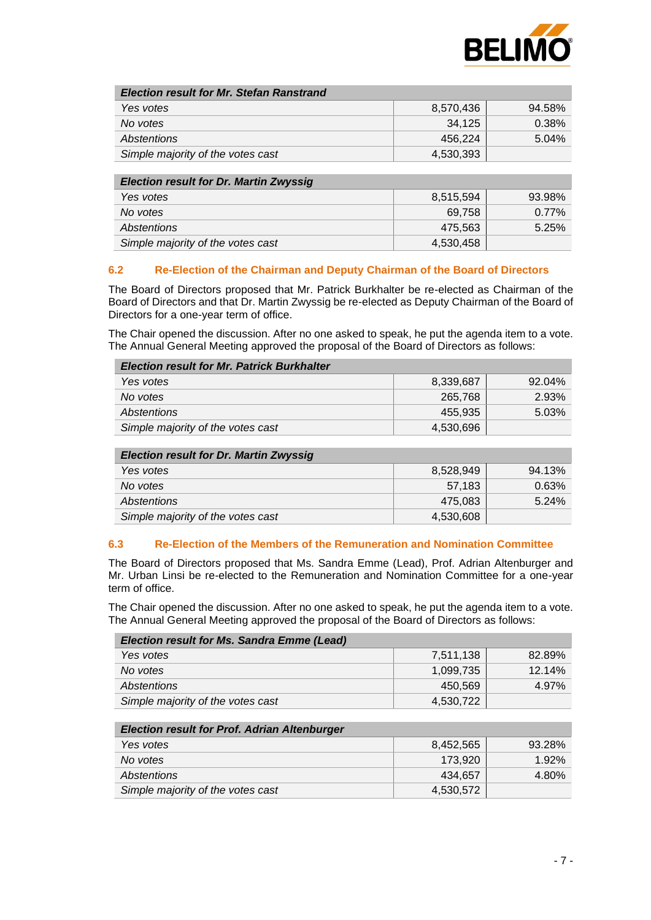| *Election result for Mr. Stefan Ranstrand* | | |
|---|---|---|
| *Yes votes* | 8,570,436 | 94.58% |
| *No votes* | 34,125 | 0.38% |
| *Abstentions* | 456,224 | 5.04% |
| *Simple majority of the votes cast* | 4,530,393 | |

| *Election result for Dr. Martin Zwyssig* | | |
|---|---|---|
| *Yes votes* | 8,515,594 | 93.98% |
| *No votes* | 69,758 | 0.77% |
| *Abstentions* | 475,563 | 5.25% |
| *Simple majority of the votes cast* | 4,530,458 | |

### 6.2 Re-Election of the Chairman and Deputy Chairman of the Board of Directors

The Board of Directors proposed that Mr. Patrick Burkhalter be re-elected as Chairman of the Board of Directors and that Dr. Martin Zwyssig be re-elected as Deputy Chairman of the Board of Directors for a one-year term of office.

The Chair opened the discussion. After no one asked to speak, he put the agenda item to a vote. The Annual General Meeting approved the proposal of the Board of Directors as follows:

| *Election result for Mr. Patrick Burkhalter* | | |
|---|---|---|
| *Yes votes* | 8,339,687 | 92.04% |
| *No votes* | 265,768 | 2.93% |
| *Abstentions* | 455,935 | 5.03% |
| *Simple majority of the votes cast* | 4,530,696 | |

| *Election result for Dr. Martin Zwyssig* | | |
|---|---|---|
| *Yes votes* | 8,528,949 | 94.13% |
| *No votes* | 57,183 | 0.63% |
| *Abstentions* | 475,083 | 5.24% |
| *Simple majority of the votes cast* | 4,530,608 | |

### 6.3 Re-Election of the Members of the Remuneration and Nomination Committee

The Board of Directors proposed that Ms. Sandra Emme (Lead), Prof. Adrian Altenburger and Mr. Urban Linsi be re-elected to the Remuneration and Nomination Committee for a one-year term of office.

The Chair opened the discussion. After no one asked to speak, he put the agenda item to a vote. The Annual General Meeting approved the proposal of the Board of Directors as follows:

| *Election result for Ms. Sandra Emme (Lead)* | | |
|---|---|---|
| *Yes votes* | 7,511,138 | 82.89% |
| *No votes* | 1,099,735 | 12.14% |
| *Abstentions* | 450,569 | 4.97% |
| *Simple majority of the votes cast* | 4,530,722 | |

| *Election result for Prof. Adrian Altenburger* | | |
|---|---|---|
| *Yes votes* | 8,452,565 | 93.28% |
| *No votes* | 173,920 | 1.92% |
| *Abstentions* | 434,657 | 4.80% |
| *Simple majority of the votes cast* | 4,530,572 | |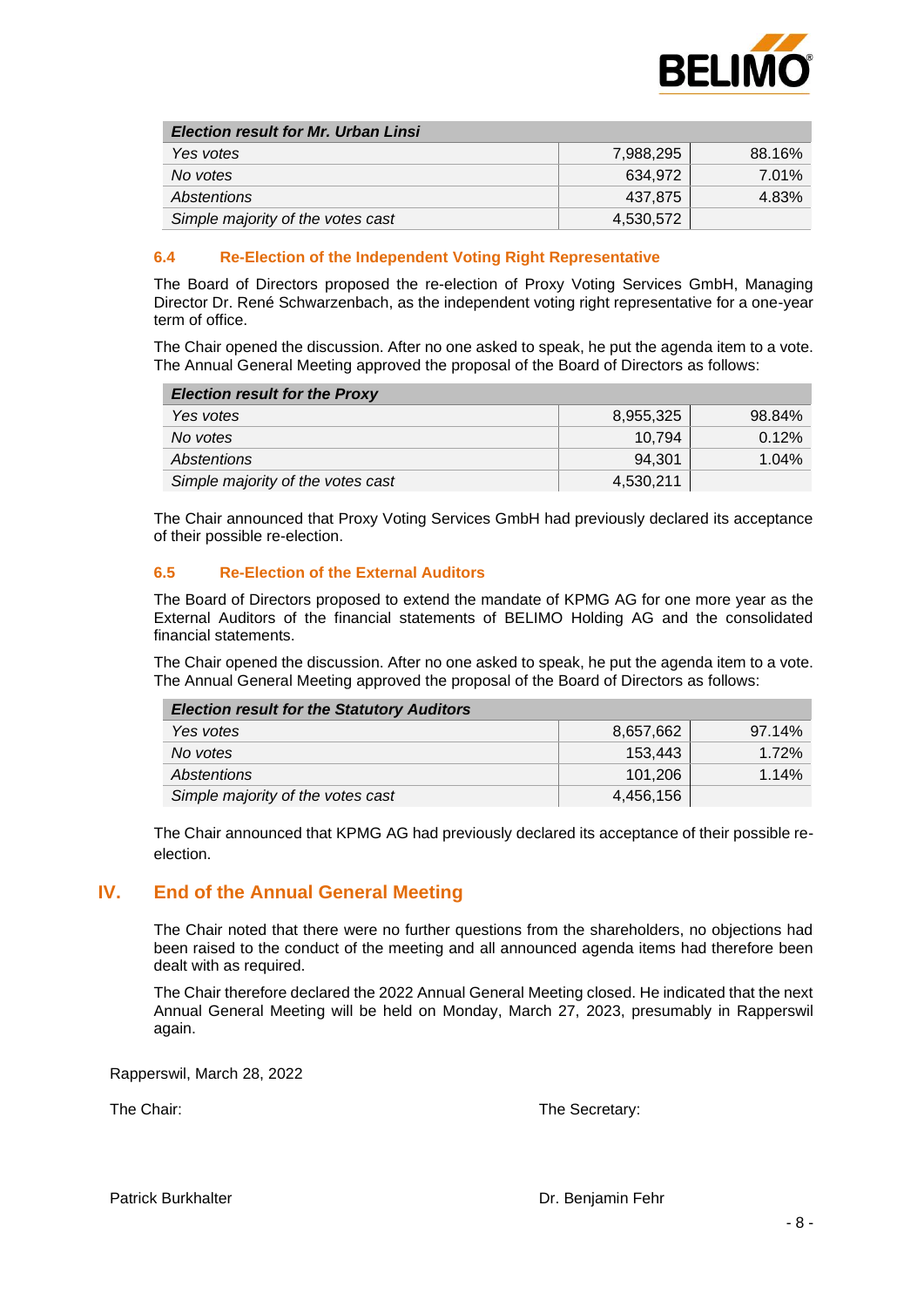| *Election result for Mr. Urban Linsi* | | |
|---|---|---|
| *Yes votes* | 7,988,295 | 88.16% |
| *No votes* | 634,972 | 7.01% |
| *Abstentions* | 437,875 | 4.83% |
| *Simple majority of the votes cast* | 4,530,572 | |

### 6.4 Re-Election of the Independent Voting Right Representative

The Board of Directors proposed the re-election of Proxy Voting Services GmbH, Managing Director Dr. René Schwarzenbach, as the independent voting right representative for a one-year term of office.

The Chair opened the discussion. After no one asked to speak, he put the agenda item to a vote. The Annual General Meeting approved the proposal of the Board of Directors as follows:

| *Election result for the Proxy* | | |
|---|---|---|
| *Yes votes* | 8,955,325 | 98.84% |
| *No votes* | 10,794 | 0.12% |
| *Abstentions* | 94,301 | 1.04% |
| *Simple majority of the votes cast* | 4,530,211 | |

The Chair announced that Proxy Voting Services GmbH had previously declared its acceptance of their possible re-election.

### 6.5 Re-Election of the External Auditors

The Board of Directors proposed to extend the mandate of KPMG AG for one more year as the External Auditors of the financial statements of BELIMO Holding AG and the consolidated financial statements.

The Chair opened the discussion. After no one asked to speak, he put the agenda item to a vote. The Annual General Meeting approved the proposal of the Board of Directors as follows:

| *Election result for the Statutory Auditors* | | |
|---|---|---|
| *Yes votes* | 8,657,662 | 97.14% |
| *No votes* | 153,443 | 1.72% |
| *Abstentions* | 101,206 | 1.14% |
| *Simple majority of the votes cast* | 4,456,156 | |

The Chair announced that KPMG AG had previously declared its acceptance of their possible re-election.

## IV. End of the Annual General Meeting

The Chair noted that there were no further questions from the shareholders, no objections had been raised to the conduct of the meeting and all announced agenda items had therefore been dealt with as required.

The Chair therefore declared the 2022 Annual General Meeting closed. He indicated that the next Annual General Meeting will be held on Monday, March 27, 2023, presumably in Rapperswil again.

Rapperswil, March 28, 2022

The Chair: The Secretary:

Patrick Burkhalter Dr. Benjamin Fehr